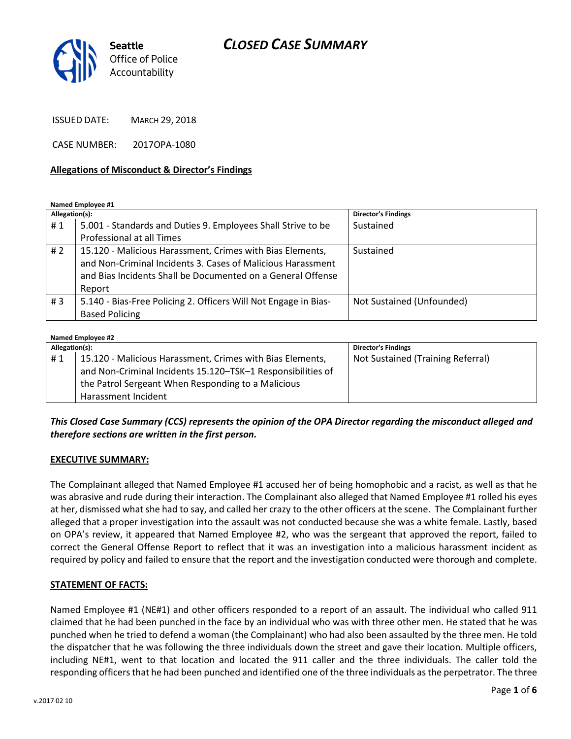**Seattle** Office of Police Accountability

# CLOSED CASE SUMMARY

ISSUED DATE: MARCH 29, 2018

CASE NUMBER: 2017OPA-1080

## Allegations of Misconduct & Director's Findings

**Named Employee #1**

| Allegation(s): | | Director's Findings |
|---|---|---|
| # 1 | 5.001 - Standards and Duties 9. Employees Shall Strive to be Professional at all Times | Sustained |
| # 2 | 15.120 - Malicious Harassment, Crimes with Bias Elements, and Non-Criminal Incidents 3. Cases of Malicious Harassment and Bias Incidents Shall be Documented on a General Offense Report | Sustained |
| # 3 | 5.140 - Bias-Free Policing 2. Officers Will Not Engage in Bias-Based Policing | Not Sustained (Unfounded) |

**Named Employee #2**

| Allegation(s): | | Director's Findings |
|---|---|---|
| # 1 | 15.120 - Malicious Harassment, Crimes with Bias Elements, and Non-Criminal Incidents 15.120–TSK–1 Responsibilities of the Patrol Sergeant When Responding to a Malicious Harassment Incident | Not Sustained (Training Referral) |

***This Closed Case Summary (CCS) represents the opinion of the OPA Director regarding the misconduct alleged and therefore sections are written in the first person.***

## EXECUTIVE SUMMARY:

The Complainant alleged that Named Employee #1 accused her of being homophobic and a racist, as well as that he was abrasive and rude during their interaction. The Complainant also alleged that Named Employee #1 rolled his eyes at her, dismissed what she had to say, and called her crazy to the other officers at the scene. The Complainant further alleged that a proper investigation into the assault was not conducted because she was a white female. Lastly, based on OPA's review, it appeared that Named Employee #2, who was the sergeant that approved the report, failed to correct the General Offense Report to reflect that it was an investigation into a malicious harassment incident as required by policy and failed to ensure that the report and the investigation conducted were thorough and complete.

## STATEMENT OF FACTS:

Named Employee #1 (NE#1) and other officers responded to a report of an assault. The individual who called 911 claimed that he had been punched in the face by an individual who was with three other men. He stated that he was punched when he tried to defend a woman (the Complainant) who had also been assaulted by the three men. He told the dispatcher that he was following the three individuals down the street and gave their location. Multiple officers, including NE#1, went to that location and located the 911 caller and the three individuals. The caller told the responding officers that he had been punched and identified one of the three individuals as the perpetrator. The three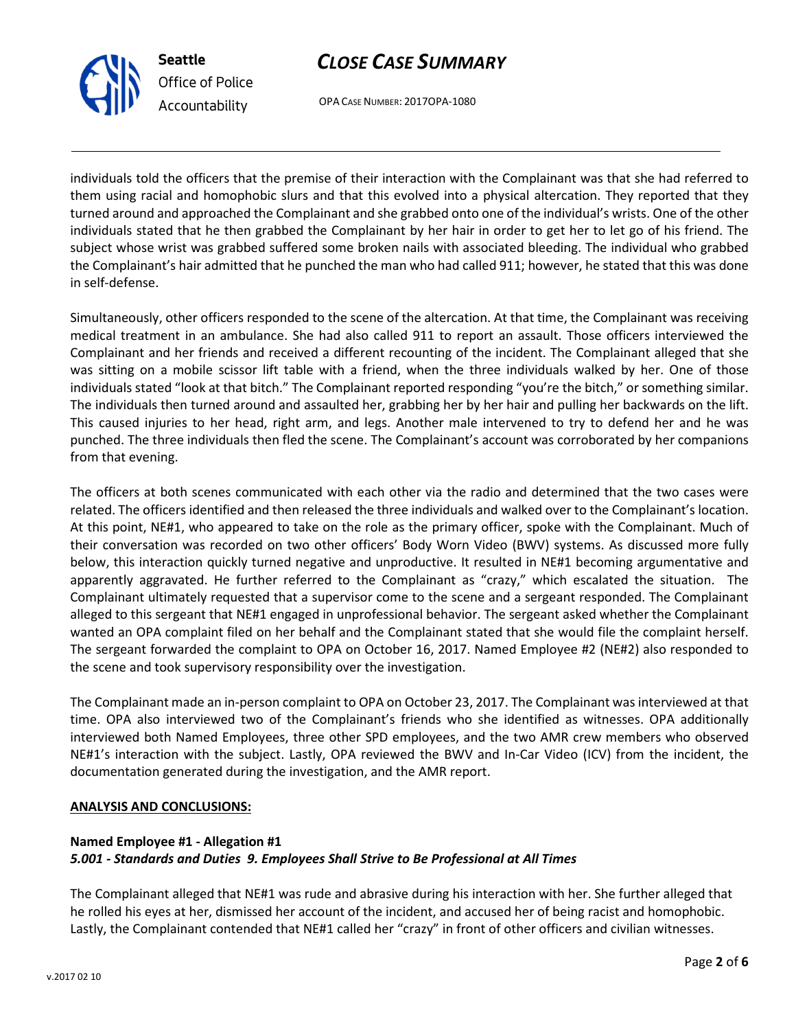individuals told the officers that the premise of their interaction with the Complainant was that she had referred to them using racial and homophobic slurs and that this evolved into a physical altercation. They reported that they turned around and approached the Complainant and she grabbed onto one of the individual's wrists. One of the other individuals stated that he then grabbed the Complainant by her hair in order to get her to let go of his friend. The subject whose wrist was grabbed suffered some broken nails with associated bleeding. The individual who grabbed the Complainant's hair admitted that he punched the man who had called 911; however, he stated that this was done in self-defense.

Simultaneously, other officers responded to the scene of the altercation. At that time, the Complainant was receiving medical treatment in an ambulance. She had also called 911 to report an assault. Those officers interviewed the Complainant and her friends and received a different recounting of the incident. The Complainant alleged that she was sitting on a mobile scissor lift table with a friend, when the three individuals walked by her. One of those individuals stated "look at that bitch." The Complainant reported responding "you're the bitch," or something similar. The individuals then turned around and assaulted her, grabbing her by her hair and pulling her backwards on the lift. This caused injuries to her head, right arm, and legs. Another male intervened to try to defend her and he was punched. The three individuals then fled the scene. The Complainant's account was corroborated by her companions from that evening.

The officers at both scenes communicated with each other via the radio and determined that the two cases were related. The officers identified and then released the three individuals and walked over to the Complainant's location. At this point, NE#1, who appeared to take on the role as the primary officer, spoke with the Complainant. Much of their conversation was recorded on two other officers' Body Worn Video (BWV) systems. As discussed more fully below, this interaction quickly turned negative and unproductive. It resulted in NE#1 becoming argumentative and apparently aggravated. He further referred to the Complainant as "crazy," which escalated the situation. The Complainant ultimately requested that a supervisor come to the scene and a sergeant responded. The Complainant alleged to this sergeant that NE#1 engaged in unprofessional behavior. The sergeant asked whether the Complainant wanted an OPA complaint filed on her behalf and the Complainant stated that she would file the complaint herself. The sergeant forwarded the complaint to OPA on October 16, 2017. Named Employee #2 (NE#2) also responded to the scene and took supervisory responsibility over the investigation.

The Complainant made an in-person complaint to OPA on October 23, 2017. The Complainant was interviewed at that time. OPA also interviewed two of the Complainant's friends who she identified as witnesses. OPA additionally interviewed both Named Employees, three other SPD employees, and the two AMR crew members who observed NE#1's interaction with the subject. Lastly, OPA reviewed the BWV and In-Car Video (ICV) from the incident, the documentation generated during the investigation, and the AMR report.

**ANALYSIS AND CONCLUSIONS:**

**Named Employee #1 - Allegation #1**
***5.001 - Standards and Duties 9. Employees Shall Strive to Be Professional at All Times***

The Complainant alleged that NE#1 was rude and abrasive during his interaction with her. She further alleged that he rolled his eyes at her, dismissed her account of the incident, and accused her of being racist and homophobic. Lastly, the Complainant contended that NE#1 called her "crazy" in front of other officers and civilian witnesses.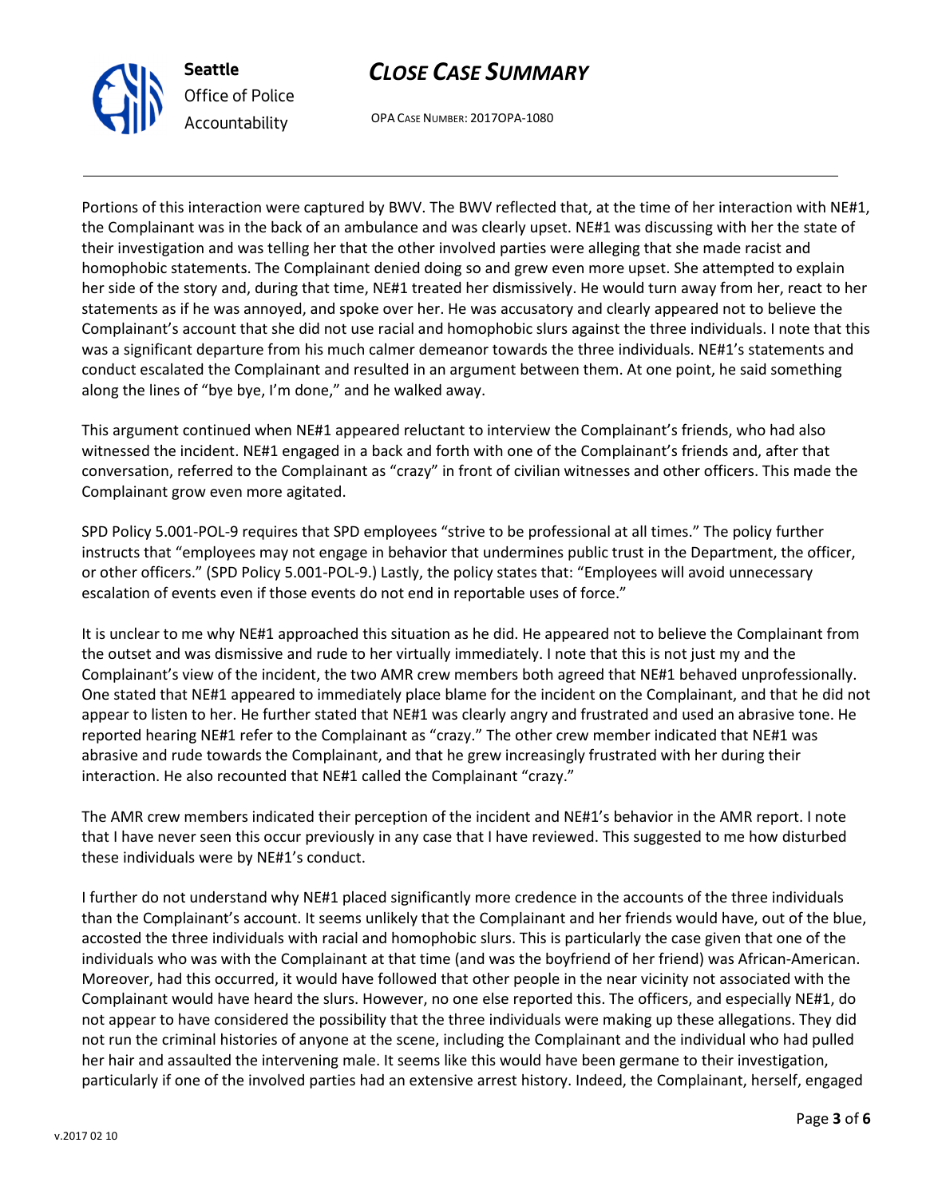Portions of this interaction were captured by BWV. The BWV reflected that, at the time of her interaction with NE#1, the Complainant was in the back of an ambulance and was clearly upset. NE#1 was discussing with her the state of their investigation and was telling her that the other involved parties were alleging that she made racist and homophobic statements. The Complainant denied doing so and grew even more upset. She attempted to explain her side of the story and, during that time, NE#1 treated her dismissively. He would turn away from her, react to her statements as if he was annoyed, and spoke over her. He was accusatory and clearly appeared not to believe the Complainant's account that she did not use racial and homophobic slurs against the three individuals. I note that this was a significant departure from his much calmer demeanor towards the three individuals. NE#1's statements and conduct escalated the Complainant and resulted in an argument between them. At one point, he said something along the lines of "bye bye, I'm done," and he walked away.

This argument continued when NE#1 appeared reluctant to interview the Complainant's friends, who had also witnessed the incident. NE#1 engaged in a back and forth with one of the Complainant's friends and, after that conversation, referred to the Complainant as "crazy" in front of civilian witnesses and other officers. This made the Complainant grow even more agitated.

SPD Policy 5.001-POL-9 requires that SPD employees "strive to be professional at all times." The policy further instructs that "employees may not engage in behavior that undermines public trust in the Department, the officer, or other officers." (SPD Policy 5.001-POL-9.) Lastly, the policy states that: "Employees will avoid unnecessary escalation of events even if those events do not end in reportable uses of force."

It is unclear to me why NE#1 approached this situation as he did. He appeared not to believe the Complainant from the outset and was dismissive and rude to her virtually immediately. I note that this is not just my and the Complainant's view of the incident, the two AMR crew members both agreed that NE#1 behaved unprofessionally. One stated that NE#1 appeared to immediately place blame for the incident on the Complainant, and that he did not appear to listen to her. He further stated that NE#1 was clearly angry and frustrated and used an abrasive tone. He reported hearing NE#1 refer to the Complainant as "crazy." The other crew member indicated that NE#1 was abrasive and rude towards the Complainant, and that he grew increasingly frustrated with her during their interaction. He also recounted that NE#1 called the Complainant "crazy."

The AMR crew members indicated their perception of the incident and NE#1's behavior in the AMR report. I note that I have never seen this occur previously in any case that I have reviewed. This suggested to me how disturbed these individuals were by NE#1's conduct.

I further do not understand why NE#1 placed significantly more credence in the accounts of the three individuals than the Complainant's account. It seems unlikely that the Complainant and her friends would have, out of the blue, accosted the three individuals with racial and homophobic slurs. This is particularly the case given that one of the individuals who was with the Complainant at that time (and was the boyfriend of her friend) was African-American. Moreover, had this occurred, it would have followed that other people in the near vicinity not associated with the Complainant would have heard the slurs. However, no one else reported this. The officers, and especially NE#1, do not appear to have considered the possibility that the three individuals were making up these allegations. They did not run the criminal histories of anyone at the scene, including the Complainant and the individual who had pulled her hair and assaulted the intervening male. It seems like this would have been germane to their investigation, particularly if one of the involved parties had an extensive arrest history. Indeed, the Complainant, herself, engaged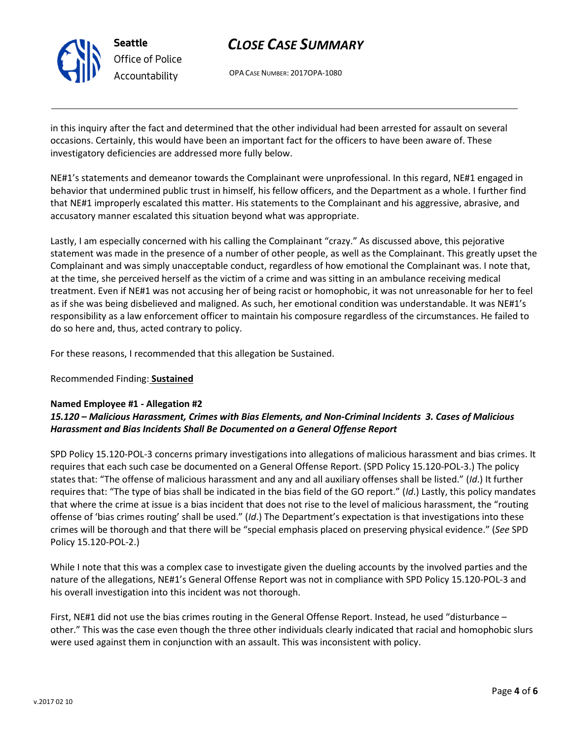in this inquiry after the fact and determined that the other individual had been arrested for assault on several occasions. Certainly, this would have been an important fact for the officers to have been aware of. These investigatory deficiencies are addressed more fully below.

NE#1's statements and demeanor towards the Complainant were unprofessional. In this regard, NE#1 engaged in behavior that undermined public trust in himself, his fellow officers, and the Department as a whole. I further find that NE#1 improperly escalated this matter. His statements to the Complainant and his aggressive, abrasive, and accusatory manner escalated this situation beyond what was appropriate.

Lastly, I am especially concerned with his calling the Complainant "crazy." As discussed above, this pejorative statement was made in the presence of a number of other people, as well as the Complainant. This greatly upset the Complainant and was simply unacceptable conduct, regardless of how emotional the Complainant was. I note that, at the time, she perceived herself as the victim of a crime and was sitting in an ambulance receiving medical treatment. Even if NE#1 was not accusing her of being racist or homophobic, it was not unreasonable for her to feel as if she was being disbelieved and maligned. As such, her emotional condition was understandable. It was NE#1's responsibility as a law enforcement officer to maintain his composure regardless of the circumstances. He failed to do so here and, thus, acted contrary to policy.

For these reasons, I recommended that this allegation be Sustained.

Recommended Finding: **Sustained**

**Named Employee #1 - Allegation #2**
***15.120 – Malicious Harassment, Crimes with Bias Elements, and Non-Criminal Incidents 3. Cases of Malicious Harassment and Bias Incidents Shall Be Documented on a General Offense Report***

SPD Policy 15.120-POL-3 concerns primary investigations into allegations of malicious harassment and bias crimes. It requires that each such case be documented on a General Offense Report. (SPD Policy 15.120-POL-3.) The policy states that: "The offense of malicious harassment and any and all auxiliary offenses shall be listed." (*Id*.) It further requires that: "The type of bias shall be indicated in the bias field of the GO report." (*Id*.) Lastly, this policy mandates that where the crime at issue is a bias incident that does not rise to the level of malicious harassment, the "routing offense of 'bias crimes routing' shall be used." (*Id*.) The Department's expectation is that investigations into these crimes will be thorough and that there will be "special emphasis placed on preserving physical evidence." (*See* SPD Policy 15.120-POL-2.)

While I note that this was a complex case to investigate given the dueling accounts by the involved parties and the nature of the allegations, NE#1's General Offense Report was not in compliance with SPD Policy 15.120-POL-3 and his overall investigation into this incident was not thorough.

First, NE#1 did not use the bias crimes routing in the General Offense Report. Instead, he used "disturbance – other." This was the case even though the three other individuals clearly indicated that racial and homophobic slurs were used against them in conjunction with an assault. This was inconsistent with policy.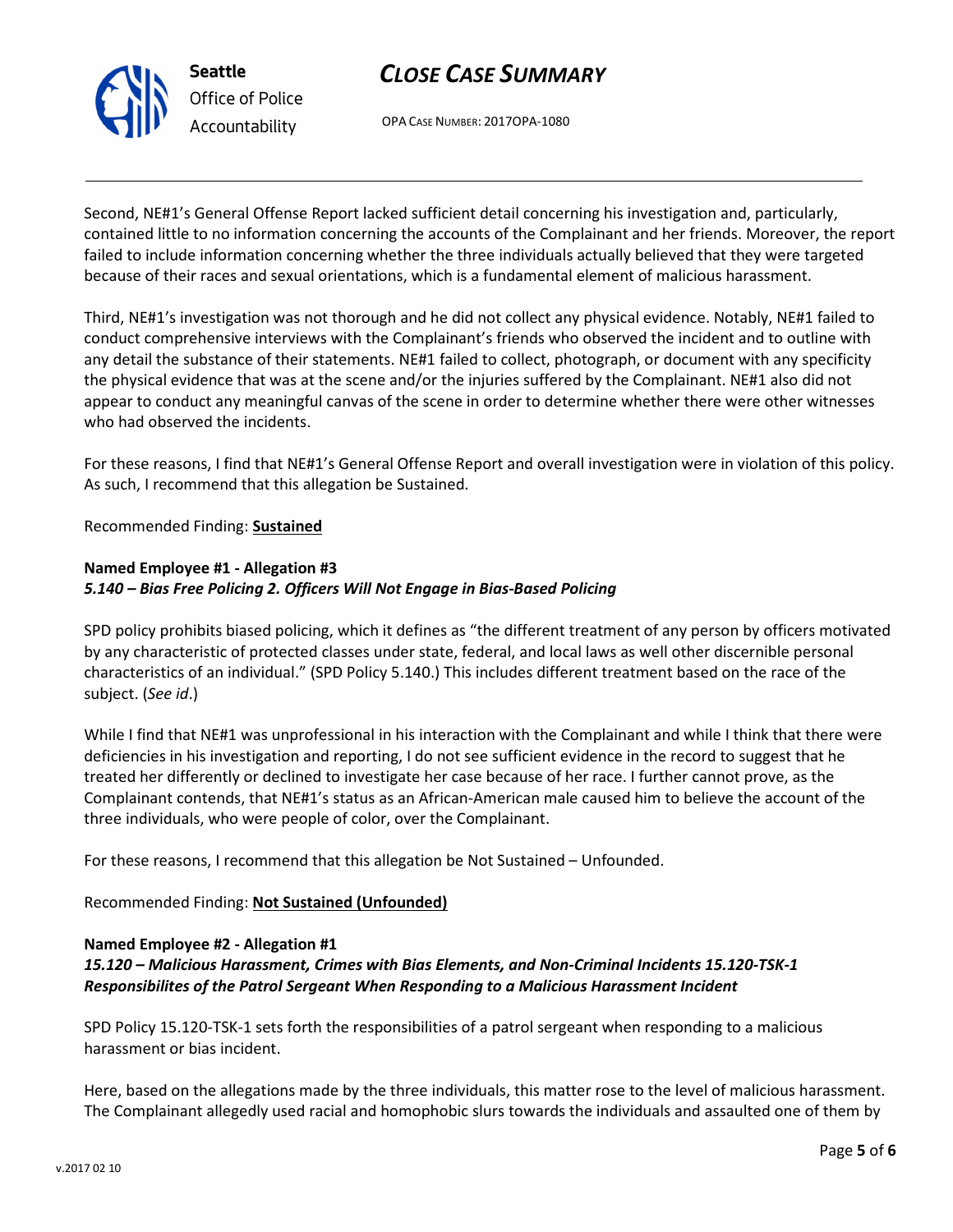Second, NE#1's General Offense Report lacked sufficient detail concerning his investigation and, particularly, contained little to no information concerning the accounts of the Complainant and her friends. Moreover, the report failed to include information concerning whether the three individuals actually believed that they were targeted because of their races and sexual orientations, which is a fundamental element of malicious harassment.

Third, NE#1's investigation was not thorough and he did not collect any physical evidence. Notably, NE#1 failed to conduct comprehensive interviews with the Complainant's friends who observed the incident and to outline with any detail the substance of their statements. NE#1 failed to collect, photograph, or document with any specificity the physical evidence that was at the scene and/or the injuries suffered by the Complainant. NE#1 also did not appear to conduct any meaningful canvas of the scene in order to determine whether there were other witnesses who had observed the incidents.

For these reasons, I find that NE#1's General Offense Report and overall investigation were in violation of this policy. As such, I recommend that this allegation be Sustained.

Recommended Finding: **Sustained**

**Named Employee #1 - Allegation #3**
***5.140 – Bias Free Policing 2. Officers Will Not Engage in Bias-Based Policing***

SPD policy prohibits biased policing, which it defines as "the different treatment of any person by officers motivated by any characteristic of protected classes under state, federal, and local laws as well other discernible personal characteristics of an individual." (SPD Policy 5.140.) This includes different treatment based on the race of the subject. (*See id*.)

While I find that NE#1 was unprofessional in his interaction with the Complainant and while I think that there were deficiencies in his investigation and reporting, I do not see sufficient evidence in the record to suggest that he treated her differently or declined to investigate her case because of her race. I further cannot prove, as the Complainant contends, that NE#1's status as an African-American male caused him to believe the account of the three individuals, who were people of color, over the Complainant.

For these reasons, I recommend that this allegation be Not Sustained – Unfounded.

Recommended Finding: **Not Sustained (Unfounded)**

**Named Employee #2 - Allegation #1**
***15.120 – Malicious Harassment, Crimes with Bias Elements, and Non-Criminal Incidents 15.120-TSK-1 Responsibilites of the Patrol Sergeant When Responding to a Malicious Harassment Incident***

SPD Policy 15.120-TSK-1 sets forth the responsibilities of a patrol sergeant when responding to a malicious harassment or bias incident.

Here, based on the allegations made by the three individuals, this matter rose to the level of malicious harassment. The Complainant allegedly used racial and homophobic slurs towards the individuals and assaulted one of them by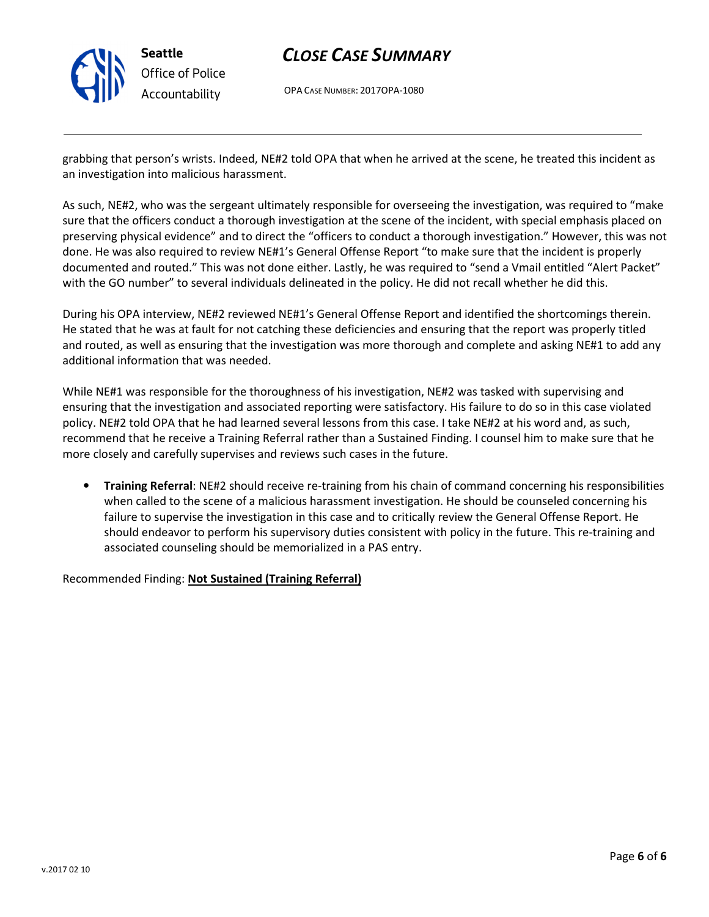grabbing that person's wrists. Indeed, NE#2 told OPA that when he arrived at the scene, he treated this incident as an investigation into malicious harassment.

As such, NE#2, who was the sergeant ultimately responsible for overseeing the investigation, was required to "make sure that the officers conduct a thorough investigation at the scene of the incident, with special emphasis placed on preserving physical evidence" and to direct the "officers to conduct a thorough investigation." However, this was not done. He was also required to review NE#1's General Offense Report "to make sure that the incident is properly documented and routed." This was not done either. Lastly, he was required to "send a Vmail entitled "Alert Packet" with the GO number" to several individuals delineated in the policy. He did not recall whether he did this.

During his OPA interview, NE#2 reviewed NE#1's General Offense Report and identified the shortcomings therein. He stated that he was at fault for not catching these deficiencies and ensuring that the report was properly titled and routed, as well as ensuring that the investigation was more thorough and complete and asking NE#1 to add any additional information that was needed.

While NE#1 was responsible for the thoroughness of his investigation, NE#2 was tasked with supervising and ensuring that the investigation and associated reporting were satisfactory. His failure to do so in this case violated policy. NE#2 told OPA that he had learned several lessons from this case. I take NE#2 at his word and, as such, recommend that he receive a Training Referral rather than a Sustained Finding. I counsel him to make sure that he more closely and carefully supervises and reviews such cases in the future.

- **Training Referral**: NE#2 should receive re-training from his chain of command concerning his responsibilities when called to the scene of a malicious harassment investigation. He should be counseled concerning his failure to supervise the investigation in this case and to critically review the General Offense Report. He should endeavor to perform his supervisory duties consistent with policy in the future. This re-training and associated counseling should be memorialized in a PAS entry.

Recommended Finding: **Not Sustained (Training Referral)**